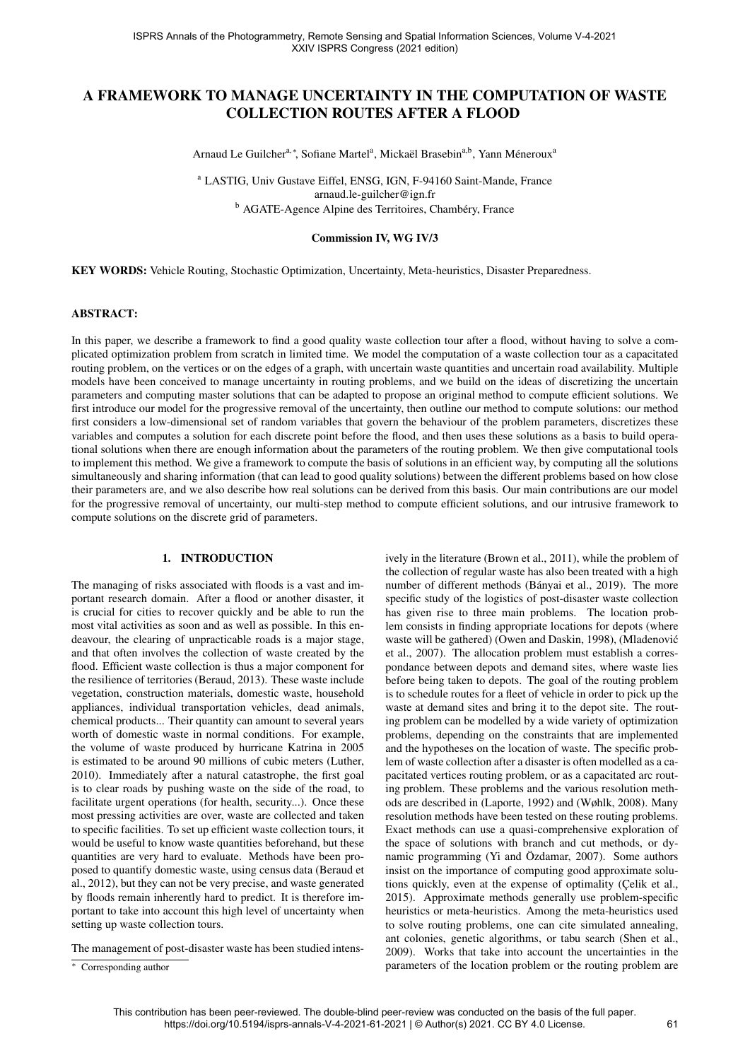# A FRAMEWORK TO MANAGE UNCERTAINTY IN THE COMPUTATION OF WASTE COLLECTION ROUTES AFTER A FLOOD

Arnaud Le Guilcher[a,*], Sofiane Martel[a], Mickaël Brasebin[a,b], Yann Méneroux[a]

[a] LASTIG, Univ Gustave Eiffel, ENSG, IGN, F-94160 Saint-Mande, France
arnaud.le-guilcher@ign.fr
[b] AGATE-Agence Alpine des Territoires, Chambéry, France

**Commission IV, WG IV/3**

**KEY WORDS:** Vehicle Routing, Stochastic Optimization, Uncertainty, Meta-heuristics, Disaster Preparedness.

## ABSTRACT:

In this paper, we describe a framework to find a good quality waste collection tour after a flood, without having to solve a complicated optimization problem from scratch in limited time. We model the computation of a waste collection tour as a capacitated routing problem, on the vertices or on the edges of a graph, with uncertain waste quantities and uncertain road availability. Multiple models have been conceived to manage uncertainty in routing problems, and we build on the ideas of discretizing the uncertain parameters and computing master solutions that can be adapted to propose an original method to compute efficient solutions. We first introduce our model for the progressive removal of the uncertainty, then outline our method to compute solutions: our method first considers a low-dimensional set of random variables that govern the behaviour of the problem parameters, discretizes these variables and computes a solution for each discrete point before the flood, and then uses these solutions as a basis to build operational solutions when there are enough information about the parameters of the routing problem. We then give computational tools to implement this method. We give a framework to compute the basis of solutions in an efficient way, by computing all the solutions simultaneously and sharing information (that can lead to good quality solutions) between the different problems based on how close their parameters are, and we also describe how real solutions can be derived from this basis. Our main contributions are our model for the progressive removal of uncertainty, our multi-step method to compute efficient solutions, and our intrusive framework to compute solutions on the discrete grid of parameters.

## 1. INTRODUCTION

The managing of risks associated with floods is a vast and important research domain. After a flood or another disaster, it is crucial for cities to recover quickly and be able to run the most vital activities as soon and as well as possible. In this endeavour, the clearing of unpracticable roads is a major stage, and that often involves the collection of waste created by the flood. Efficient waste collection is thus a major component for the resilience of territories (Beraud, 2013). These waste include vegetation, construction materials, domestic waste, household appliances, individual transportation vehicles, dead animals, chemical products... Their quantity can amount to several years worth of domestic waste in normal conditions. For example, the volume of waste produced by hurricane Katrina in 2005 is estimated to be around 90 millions of cubic meters (Luther, 2010). Immediately after a natural catastrophe, the first goal is to clear roads by pushing waste on the side of the road, to facilitate urgent operations (for health, security...). Once these most pressing activities are over, waste are collected and taken to specific facilities. To set up efficient waste collection tours, it would be useful to know waste quantities beforehand, but these quantities are very hard to evaluate. Methods have been proposed to quantify domestic waste, using census data (Beraud et al., 2012), but they can not be very precise, and waste generated by floods remain inherently hard to predict. It is therefore important to take into account this high level of uncertainty when setting up waste collection tours.

The management of post-disaster waste has been studied intensively in the literature (Brown et al., 2011), while the problem of the collection of regular waste has also been treated with a high number of different methods (Bányai et al., 2019). The more specific study of the logistics of post-disaster waste collection has given rise to three main problems. The location problem consists in finding appropriate locations for depots (where waste will be gathered) (Owen and Daskin, 1998), (Mladenović et al., 2007). The allocation problem must establish a correspondance between depots and demand sites, where waste lies before being taken to depots. The goal of the routing problem is to schedule routes for a fleet of vehicle in order to pick up the waste at demand sites and bring it to the depot site. The routing problem can be modelled by a wide variety of optimization problems, depending on the constraints that are implemented and the hypotheses on the location of waste. The specific problem of waste collection after a disaster is often modelled as a capacitated vertices routing problem, or as a capacitated arc routing problem. These problems and the various resolution methods are described in (Laporte, 1992) and (Wøhlk, 2008). Many resolution methods have been tested on these routing problems. Exact methods can use a quasi-comprehensive exploration of the space of solutions with branch and cut methods, or dynamic programming (Yi and Özdamar, 2007). Some authors insist on the importance of computing good approximate solutions quickly, even at the expense of optimality (Çelik et al., 2015). Approximate methods generally use problem-specific heuristics or meta-heuristics. Among the meta-heuristics used to solve routing problems, one can cite simulated annealing, ant colonies, genetic algorithms, or tabu search (Shen et al., 2009). Works that take into account the uncertainties in the parameters of the location problem or the routing problem are

* Corresponding author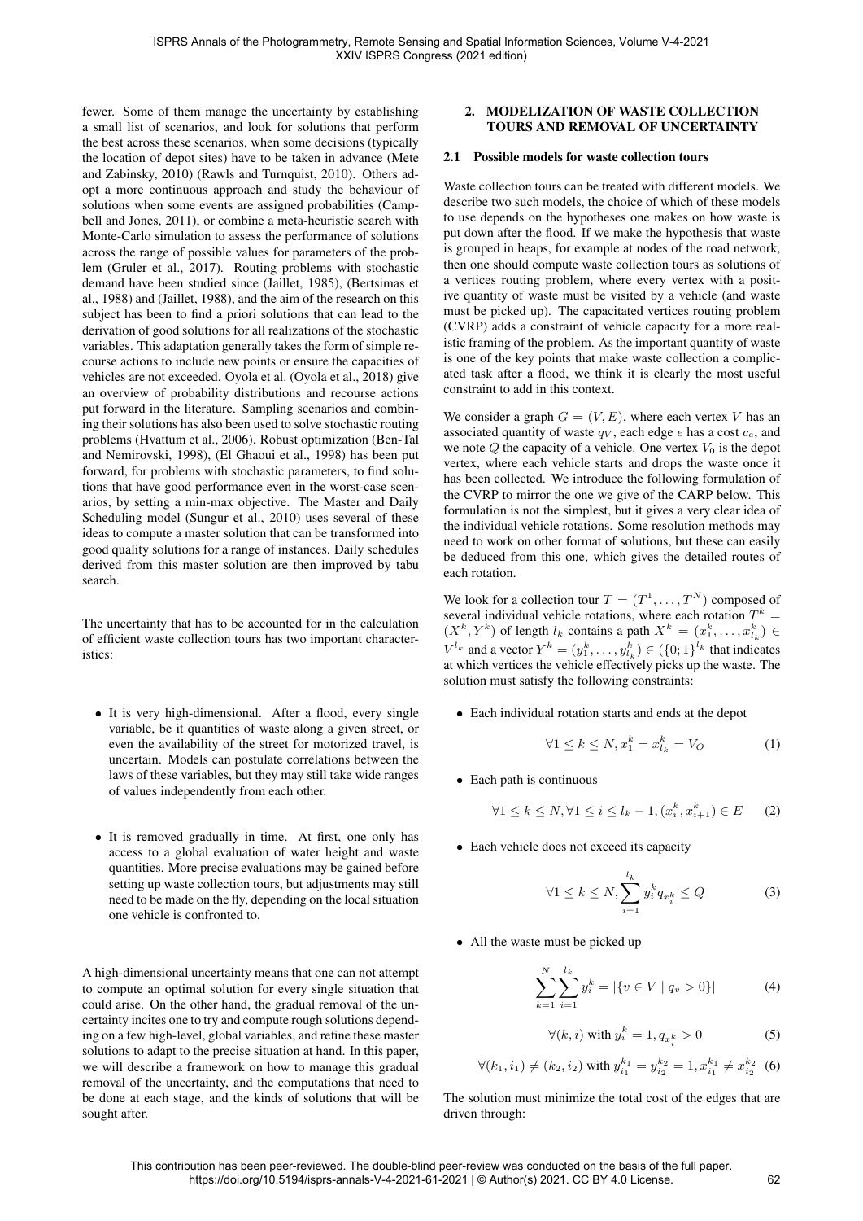fewer. Some of them manage the uncertainty by establishing a small list of scenarios, and look for solutions that perform the best across these scenarios, when some decisions (typically the location of depot sites) have to be taken in advance (Mete and Zabinsky, 2010) (Rawls and Turnquist, 2010). Others adopt a more continuous approach and study the behaviour of solutions when some events are assigned probabilities (Campbell and Jones, 2011), or combine a meta-heuristic search with Monte-Carlo simulation to assess the performance of solutions across the range of possible values for parameters of the problem (Gruler et al., 2017). Routing problems with stochastic demand have been studied since (Jaillet, 1985), (Bertsimas et al., 1988) and (Jaillet, 1988), and the aim of the research on this subject has been to find a priori solutions that can lead to the derivation of good solutions for all realizations of the stochastic variables. This adaptation generally takes the form of simple recourse actions to include new points or ensure the capacities of vehicles are not exceeded. Oyola et al. (Oyola et al., 2018) give an overview of probability distributions and recourse actions put forward in the literature. Sampling scenarios and combining their solutions has also been used to solve stochastic routing problems (Hvattum et al., 2006). Robust optimization (Ben-Tal and Nemirovski, 1998), (El Ghaoui et al., 1998) has been put forward, for problems with stochastic parameters, to find solutions that have good performance even in the worst-case scenarios, by setting a min-max objective. The Master and Daily Scheduling model (Sungur et al., 2010) uses several of these ideas to compute a master solution that can be transformed into good quality solutions for a range of instances. Daily schedules derived from this master solution are then improved by tabu search.

The uncertainty that has to be accounted for in the calculation of efficient waste collection tours has two important characteristics:

- It is very high-dimensional. After a flood, every single variable, be it quantities of waste along a given street, or even the availability of the street for motorized travel, is uncertain. Models can postulate correlations between the laws of these variables, but they may still take wide ranges of values independently from each other.
- It is removed gradually in time. At first, one only has access to a global evaluation of water height and waste quantities. More precise evaluations may be gained before setting up waste collection tours, but adjustments may still need to be made on the fly, depending on the local situation one vehicle is confronted to.

A high-dimensional uncertainty means that one can not attempt to compute an optimal solution for every single situation that could arise. On the other hand, the gradual removal of the uncertainty incites one to try and compute rough solutions depending on a few high-level, global variables, and refine these master solutions to adapt to the precise situation at hand. In this paper, we will describe a framework on how to manage this gradual removal of the uncertainty, and the computations that need to be done at each stage, and the kinds of solutions that will be sought after.

## 2. MODELIZATION OF WASTE COLLECTION TOURS AND REMOVAL OF UNCERTAINTY

### 2.1 Possible models for waste collection tours

Waste collection tours can be treated with different models. We describe two such models, the choice of which of these models to use depends on the hypotheses one makes on how waste is put down after the flood. If we make the hypothesis that waste is grouped in heaps, for example at nodes of the road network, then one should compute waste collection tours as solutions of a vertices routing problem, where every vertex with a positive quantity of waste must be visited by a vehicle (and waste must be picked up). The capacitated vertices routing problem (CVRP) adds a constraint of vehicle capacity for a more realistic framing of the problem. As the important quantity of waste is one of the key points that make waste collection a complicated task after a flood, we think it is clearly the most useful constraint to add in this context.

We consider a graph $G = (V, E)$, where each vertex $V$ has an associated quantity of waste $q_V$, each edge $e$ has a cost $c_e$, and we note $Q$ the capacity of a vehicle. One vertex $V_0$ is the depot vertex, where each vehicle starts and drops the waste once it has been collected. We introduce the following formulation of the CVRP to mirror the one we give of the CARP below. This formulation is not the simplest, but it gives a very clear idea of the individual vehicle rotations. Some resolution methods may need to work on other format of solutions, but these can easily be deduced from this one, which gives the detailed routes of each rotation.

We look for a collection tour $T = (T^1, \ldots, T^N)$ composed of several individual vehicle rotations, where each rotation $T^k = (X^k, Y^k)$ of length $l_k$ contains a path $X^k = (x_1^k, \ldots, x_{l_k}^k) \in V^{l_k}$ and a vector $Y^k = (y_1^k, \ldots, y_{l_k}^k) \in (\{0; 1\}^{l_k}$ that indicates at which vertices the vehicle effectively picks up the waste. The solution must satisfy the following constraints:

- Each individual rotation starts and ends at the depot

$$\forall 1 \leq k \leq N, x_1^k = x_{l_k}^k = V_O \tag{1}$$

- Each path is continuous

$$\forall 1 \leq k \leq N, \forall 1 \leq i \leq l_k - 1, (x_i^k, x_{i+1}^k) \in E \tag{2}$$

- Each vehicle does not exceed its capacity

$$\forall 1 \leq k \leq N, \sum_{i=1}^{l_k} y_i^k q_{x_i^k} \leq Q \tag{3}$$

- All the waste must be picked up

$$\sum_{k=1}^{N} \sum_{i=1}^{l_k} y_i^k = |\{v \in V \mid q_v > 0\}| \tag{4}$$

$$\forall (k, i) \text{ with } y_i^k = 1, q_{x_i^k} > 0 \tag{5}$$

$$\forall (k_1, i_1) \neq (k_2, i_2) \text{ with } y_{i_1}^{k_1} = y_{i_2}^{k_2} = 1, x_{i_1}^{k_1} \neq x_{i_2}^{k_2} \tag{6}$$

The solution must minimize the total cost of the edges that are driven through: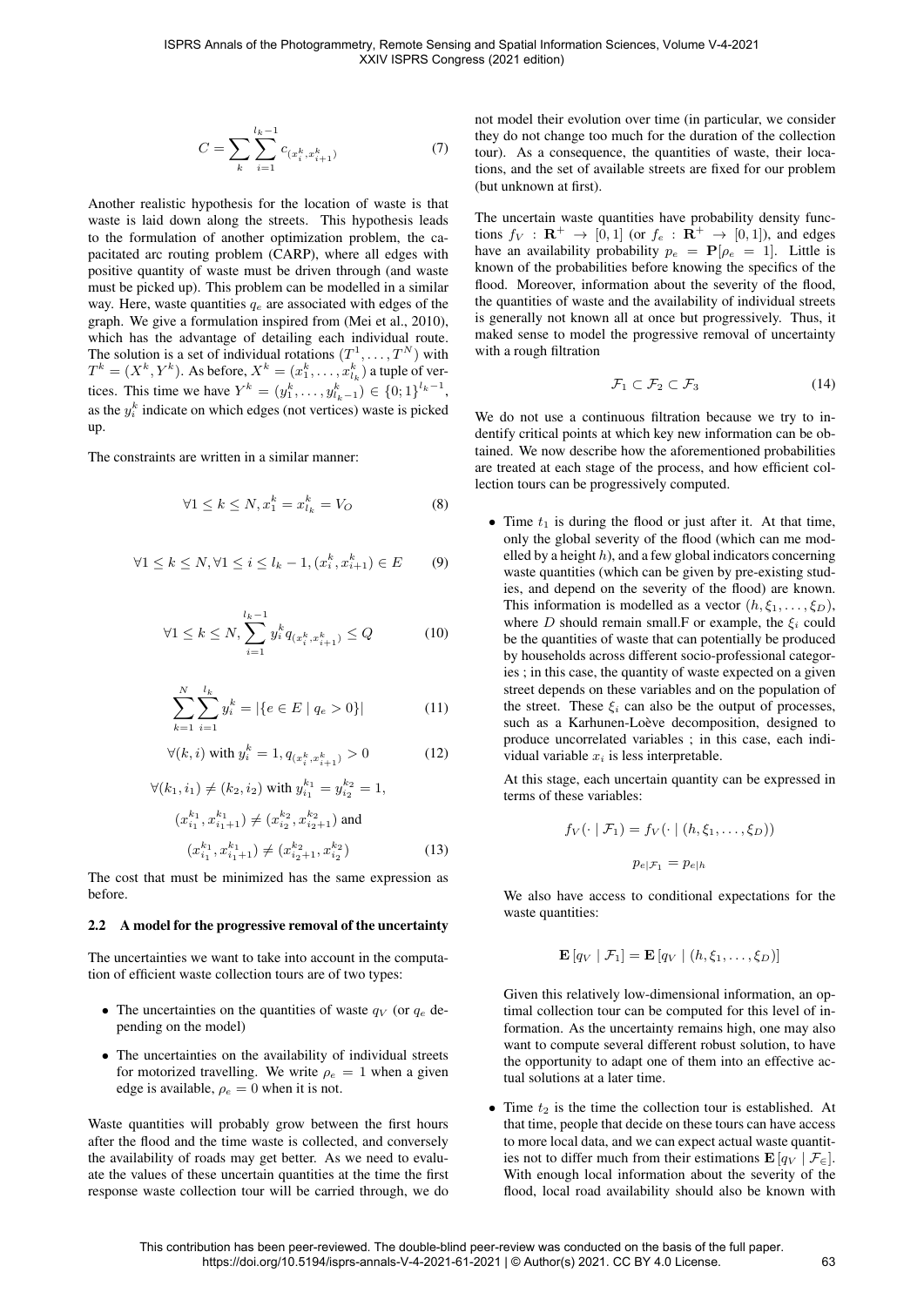$$C = \sum_k \sum_{i=1}^{l_k - 1} c_{(x_i^k, x_{i+1}^k)} \tag{7}$$

Another realistic hypothesis for the location of waste is that waste is laid down along the streets. This hypothesis leads to the formulation of another optimization problem, the capacitated arc routing problem (CARP), where all edges with positive quantity of waste must be driven through (and waste must be picked up). This problem can be modelled in a similar way. Here, waste quantities $q_e$ are associated with edges of the graph. We give a formulation inspired from (Mei et al., 2010), which has the advantage of detailing each individual route. The solution is a set of individual rotations $(T^1, \dots, T^N)$ with $T^k = (X^k, Y^k)$. As before, $X^k = (x_1^k, \dots, x_{l_k}^k)$ a tuple of vertices. This time we have $Y^k = (y_1^k, \dots, y_{l_k-1}^k) \in \{0; 1\}^{l_k - 1}$, as the $y_i^k$ indicate on which edges (not vertices) waste is picked up.

The constraints are written in a similar manner:

$$\forall 1 \leq k \leq N, x_1^k = x_{l_k}^k = V_O \tag{8}$$

$$\forall 1 \leq k \leq N, \forall 1 \leq i \leq l_k - 1, (x_i^k, x_{i+1}^k) \in E \tag{9}$$

$$\forall 1 \leq k \leq N, \sum_{i=1}^{l_k - 1} y_i^k q_{(x_i^k, x_{i+1}^k)} \leq Q \tag{10}$$

$$\sum_{k=1}^{N} \sum_{i=1}^{l_k} y_i^k = |\{e \in E \mid q_e > 0\}| \tag{11}$$

$$\forall (k, i) \text{ with } y_i^k = 1, q_{(x_i^k, x_{i+1}^k)} > 0 \tag{12}$$

$$\begin{aligned} &\forall (k_1, i_1) \neq (k_2, i_2) \text{ with } y_{i_1}^{k_1} = y_{i_2}^{k_2} = 1, \\ &(x_{i_1}^{k_1}, x_{i_1+1}^{k_1}) \neq (x_{i_2}^{k_2}, x_{i_2+1}^{k_2}) \text{ and} \\ &(x_{i_1}^{k_1}, x_{i_1+1}^{k_1}) \neq (x_{i_2+1}^{k_2}, x_{i_2}^{k_2}) \end{aligned} \tag{13}$$

The cost that must be minimized has the same expression as before.

### 2.2 A model for the progressive removal of the uncertainty

The uncertainties we want to take into account in the computation of efficient waste collection tours are of two types:

- The uncertainties on the quantities of waste $q_V$ (or $q_e$ depending on the model)
- The uncertainties on the availability of individual streets for motorized travelling. We write $\rho_e = 1$ when a given edge is available, $\rho_e = 0$ when it is not.

Waste quantities will probably grow between the first hours after the flood and the time waste is collected, and conversely the availability of roads may get better. As we need to evaluate the values of these uncertain quantities at the time the first response waste collection tour will be carried through, we do not model their evolution over time (in particular, we consider they do not change too much for the duration of the collection tour). As a consequence, the quantities of waste, their locations, and the set of available streets are fixed for our problem (but unknown at first).

The uncertain waste quantities have probability density functions $f_V : \mathbf{R}^+ \rightarrow [0, 1]$ (or $f_e : \mathbf{R}^+ \rightarrow [0, 1]$), and edges have an availability probability $p_e = \mathbf{P}[\rho_e = 1]$. Little is known of the probabilities before knowing the specifics of the flood. Moreover, information about the severity of the flood, the quantities of waste and the availability of individual streets is generally not known all at once but progressively. Thus, it maked sense to model the progressive removal of uncertainty with a rough filtration

$$\mathcal{F}_1 \subset \mathcal{F}_2 \subset \mathcal{F}_3 \tag{14}$$

We do not use a continuous filtration because we try to indentify critical points at which key new information can be obtained. We now describe how the aforementioned probabilities are treated at each stage of the process, and how efficient collection tours can be progressively computed.

- Time $t_1$ is during the flood or just after it. At that time, only the global severity of the flood (which can me modelled by a height $h$), and a few global indicators concerning waste quantities (which can be given by pre-existing studies, and depend on the severity of the flood) are known. This information is modelled as a vector $(h, \xi_1, \dots, \xi_D)$, where $D$ should remain small.F or example, the $\xi_i$ could be the quantities of waste that can potentially be produced by households across different socio-professional categories ; in this case, the quantity of waste expected on a given street depends on these variables and on the population of the street. These $\xi_i$ can also be the output of processes, such as a Karhunen-Loève decomposition, designed to produce uncorrelated variables ; in this case, each individual variable $x_i$ is less interpretable.

  At this stage, each uncertain quantity can be expressed in terms of these variables:

  $$f_V(\cdot \mid \mathcal{F}_1) = f_V(\cdot \mid (h, \xi_1, \dots, \xi_D))$$

  $$p_{e|\mathcal{F}_1} = p_{e|h}$$

  We also have access to conditional expectations for the waste quantities:

  $$\mathbf{E}[q_V \mid \mathcal{F}_1] = \mathbf{E}[q_V \mid (h, \xi_1, \dots, \xi_D)]$$

  Given this relatively low-dimensional information, an optimal collection tour can be computed for this level of information. As the uncertainty remains high, one may also want to compute several different robust solution, to have the opportunity to adapt one of them into an effective actual solutions at a later time.

- Time $t_2$ is the time the collection tour is established. At that time, people that decide on these tours can have access to more local data, and we can expect actual waste quantities not to differ much from their estimations $\mathbf{E}[q_V \mid \mathcal{F}_\in]$. With enough local information about the severity of the flood, local road availability should also be known with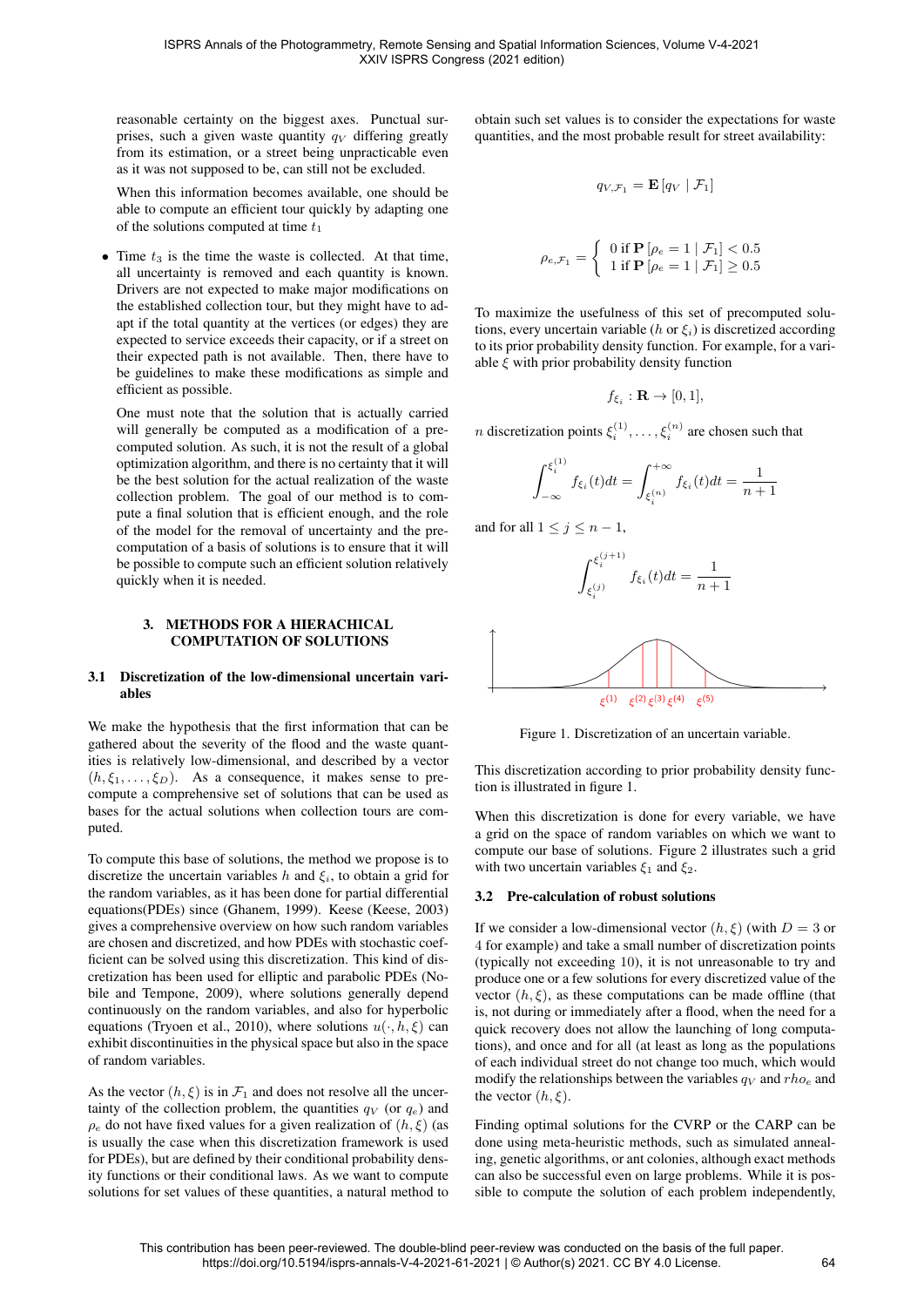reasonable certainty on the biggest axes. Punctual surprises, such a given waste quantity $q_V$ differing greatly from its estimation, or a street being unpracticable even as it was not supposed to be, can still not be excluded.

When this information becomes available, one should be able to compute an efficient tour quickly by adapting one of the solutions computed at time $t_1$

- Time $t_3$ is the time the waste is collected. At that time, all uncertainty is removed and each quantity is known. Drivers are not expected to make major modifications on the established collection tour, but they might have to adapt if the total quantity at the vertices (or edges) they are expected to service exceeds their capacity, or if a street on their expected path is not available. Then, there have to be guidelines to make these modifications as simple and efficient as possible.

  One must note that the solution that is actually carried will generally be computed as a modification of a precomputed solution. As such, it is not the result of a global optimization algorithm, and there is no certainty that it will be the best solution for the actual realization of the waste collection problem. The goal of our method is to compute a final solution that is efficient enough, and the role of the model for the removal of uncertainty and the precomputation of a basis of solutions is to ensure that it will be possible to compute such an efficient solution relatively quickly when it is needed.

## 3. METHODS FOR A HIERACHICAL COMPUTATION OF SOLUTIONS

### 3.1 Discretization of the low-dimensional uncertain variables

We make the hypothesis that the first information that can be gathered about the severity of the flood and the waste quantities is relatively low-dimensional, and described by a vector $(h, \xi_1, \ldots, \xi_D)$. As a consequence, it makes sense to precompute a comprehensive set of solutions that can be used as bases for the actual solutions when collection tours are computed.

To compute this base of solutions, the method we propose is to discretize the uncertain variables $h$ and $\xi_i$, to obtain a grid for the random variables, as it has been done for partial differential equations(PDEs) since (Ghanem, 1999). Keese (Keese, 2003) gives a comprehensive overview on how such random variables are chosen and discretized, and how PDEs with stochastic coefficient can be solved using this discretization. This kind of discretization has been used for elliptic and parabolic PDEs (Nobile and Tempone, 2009), where solutions generally depend continuously on the random variables, and also for hyperbolic equations (Tryoen et al., 2010), where solutions $u(\cdot, h, \xi)$ can exhibit discontinuities in the physical space but also in the space of random variables.

As the vector $(h, \xi)$ is in $\mathcal{F}_1$ and does not resolve all the uncertainty of the collection problem, the quantities $q_V$ (or $q_e$) and $\rho_e$ do not have fixed values for a given realization of $(h, \xi)$ (as is usually the case when this discretization framework is used for PDEs), but are defined by their conditional probability density functions or their conditional laws. As we want to compute solutions for set values of these quantities, a natural method to obtain such set values is to consider the expectations for waste quantities, and the most probable result for street availability:

$$q_{V,\mathcal{F}_1} = \mathbf{E}\left[q_V \mid \mathcal{F}_1\right]$$

$$\rho_{e,\mathcal{F}_1} = \begin{cases} 0 \text{ if } \mathbf{P}\left[\rho_e = 1 \mid \mathcal{F}_1\right] < 0.5 \\ 1 \text{ if } \mathbf{P}\left[\rho_e = 1 \mid \mathcal{F}_1\right] \geq 0.5 \end{cases}$$

To maximize the usefulness of this set of precomputed solutions, every uncertain variable ($h$ or $\xi_i$) is discretized according to its prior probability density function. For example, for a variable $\xi$ with prior probability density function

$$f_{\xi_i} : \mathbf{R} \to [0, 1],$$

$n$ discretization points $\xi_i^{(1)}, \ldots, \xi_i^{(n)}$ are chosen such that

$$\int_{-\infty}^{\xi_i^{(1)}} f_{\xi_i}(t)dt = \int_{\xi_i^{(n)}}^{+\infty} f_{\xi_i}(t)dt = \frac{1}{n+1}$$

and for all $1 \leq j \leq n-1$,

$$\int_{\xi_i^{(j)}}^{\xi_i^{(j+1)}} f_{\xi_i}(t)dt = \frac{1}{n+1}$$

Figure 1. Discretization of an uncertain variable.

This discretization according to prior probability density function is illustrated in figure 1.

When this discretization is done for every variable, we have a grid on the space of random variables on which we want to compute our base of solutions. Figure 2 illustrates such a grid with two uncertain variables $\xi_1$ and $\xi_2$.

### 3.2 Pre-calculation of robust solutions

If we consider a low-dimensional vector $(h, \xi)$ (with $D = 3$ or 4 for example) and take a small number of discretization points (typically not exceeding 10), it is not unreasonable to try and produce one or a few solutions for every discretized value of the vector $(h, \xi)$, as these computations can be made offline (that is, not during or immediately after a flood, when the need for a quick recovery does not allow the launching of long computations), and once and for all (at least as long as the populations of each individual street do not change too much, which would modify the relationships between the variables $q_V$ and $rho_e$ and the vector $(h, \xi)$.

Finding optimal solutions for the CVRP or the CARP can be done using meta-heuristic methods, such as simulated annealing, genetic algorithms, or ant colonies, although exact methods can also be successful even on large problems. While it is possible to compute the solution of each problem independently,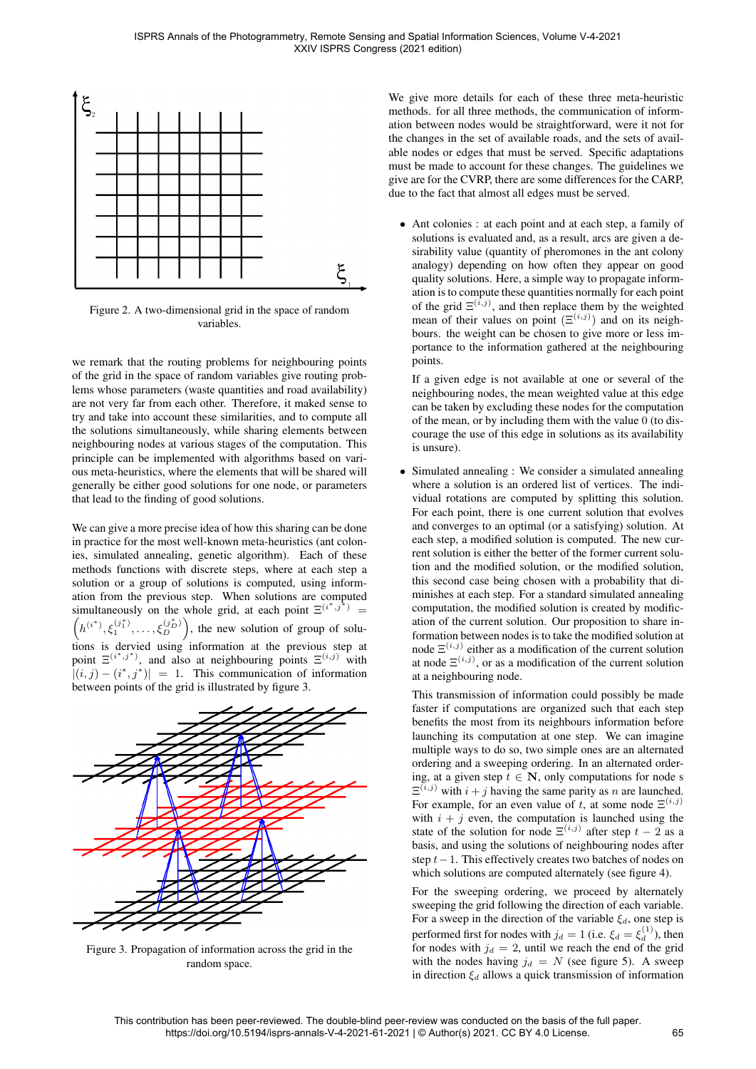Figure 2. A two-dimensional grid in the space of random variables.

we remark that the routing problems for neighbouring points of the grid in the space of random variables give routing problems whose parameters (waste quantities and road availability) are not very far from each other. Therefore, it maked sense to try and take into account these similarities, and to compute all the solutions simultaneously, while sharing elements between neighbouring nodes at various stages of the computation. This principle can be implemented with algorithms based on various meta-heuristics, where the elements that will be shared will generally be either good solutions for one node, or parameters that lead to the finding of good solutions.

We can give a more precise idea of how this sharing can be done in practice for the most well-known meta-heuristics (ant colonies, simulated annealing, genetic algorithm). Each of these methods functions with discrete steps, where at each step a solution or a group of solutions is computed, using information from the previous step. When solutions are computed simultaneously on the whole grid, at each point $\Xi^{(i^*,j^*)} = \left(h^{(i^*)}, \xi_1^{(j_1^*)}, \ldots, \xi_D^{(j_D^*)}\right)$, the new solution of group of solutions is dervied using information at the previous step at point $\Xi^{(i^*,j^*)}$, and also at neighbouring points $\Xi^{(i,j)}$ with $|(i,j) - (i^*,j^*)| = 1$. This communication of information between points of the grid is illustrated by figure 3.

Figure 3. Propagation of information across the grid in the random space.

We give more details for each of these three meta-heuristic methods. for all three methods, the communication of information between nodes would be straightforward, were it not for the changes in the set of available roads, and the sets of available nodes or edges that must be served. Specific adaptations must be made to account for these changes. The guidelines we give are for the CVRP, there are some differences for the CARP, due to the fact that almost all edges must be served.

- Ant colonies : at each point and at each step, a family of solutions is evaluated and, as a result, arcs are given a desirability value (quantity of pheromones in the ant colony analogy) depending on how often they appear on good quality solutions. Here, a simple way to propagate information is to compute these quantities normally for each point of the grid $\Xi^{(i,j)}$, and then replace them by the weighted mean of their values on point $(\Xi^{(i,j)})$ and on its neighbours. the weight can be chosen to give more or less importance to the information gathered at the neighbouring points.

  If a given edge is not available at one or several of the neighbouring nodes, the mean weighted value at this edge can be taken by excluding these nodes for the computation of the mean, or by including them with the value 0 (to discourage the use of this edge in solutions as its availability is unsure).

- Simulated annealing : We consider a simulated annealing where a solution is an ordered list of vertices. The individual rotations are computed by splitting this solution. For each point, there is one current solution that evolves and converges to an optimal (or a satisfying) solution. At each step, a modified solution is computed. The new current solution is either the better of the former current solution and the modified solution, or the modified solution, this second case being chosen with a probability that diminishes at each step. For a standard simulated annealing computation, the modified solution is created by modification of the current solution. Our proposition to share information between nodes is to take the modified solution at node $\Xi^{(i,j)}$ either as a modification of the current solution at node $\Xi^{(i,j)}$, or as a modification of the current solution at a neighbouring node.

  This transmission of information could possibly be made faster if computations are organized such that each step benefits the most from its neighbours information before launching its computation at one step. We can imagine multiple ways to do so, two simple ones are an alternated ordering and a sweeping ordering. In an alternated ordering, at a given step $t \in \mathbf{N}$, only computations for node s $\Xi^{(i,j)}$ with $i + j$ having the same parity as $n$ are launched. For example, for an even value of $t$, at some node $\Xi^{(i,j)}$ with $i + j$ even, the computation is launched using the state of the solution for node $\Xi^{(i,j)}$ after step $t - 2$ as a basis, and using the solutions of neighbouring nodes after step $t - 1$. This effectively creates two batches of nodes on which solutions are computed alternately (see figure 4).

  For the sweeping ordering, we proceed by alternately sweeping the grid following the direction of each variable. For a sweep in the direction of the variable $\xi_d$, one step is performed first for nodes with $j_d = 1$ (i.e. $\xi_d = \xi_d^{(1)}$), then for nodes with $j_d = 2$, until we reach the end of the grid with the nodes having $j_d = N$ (see figure 5). A sweep in direction $\xi_d$ allows a quick transmission of information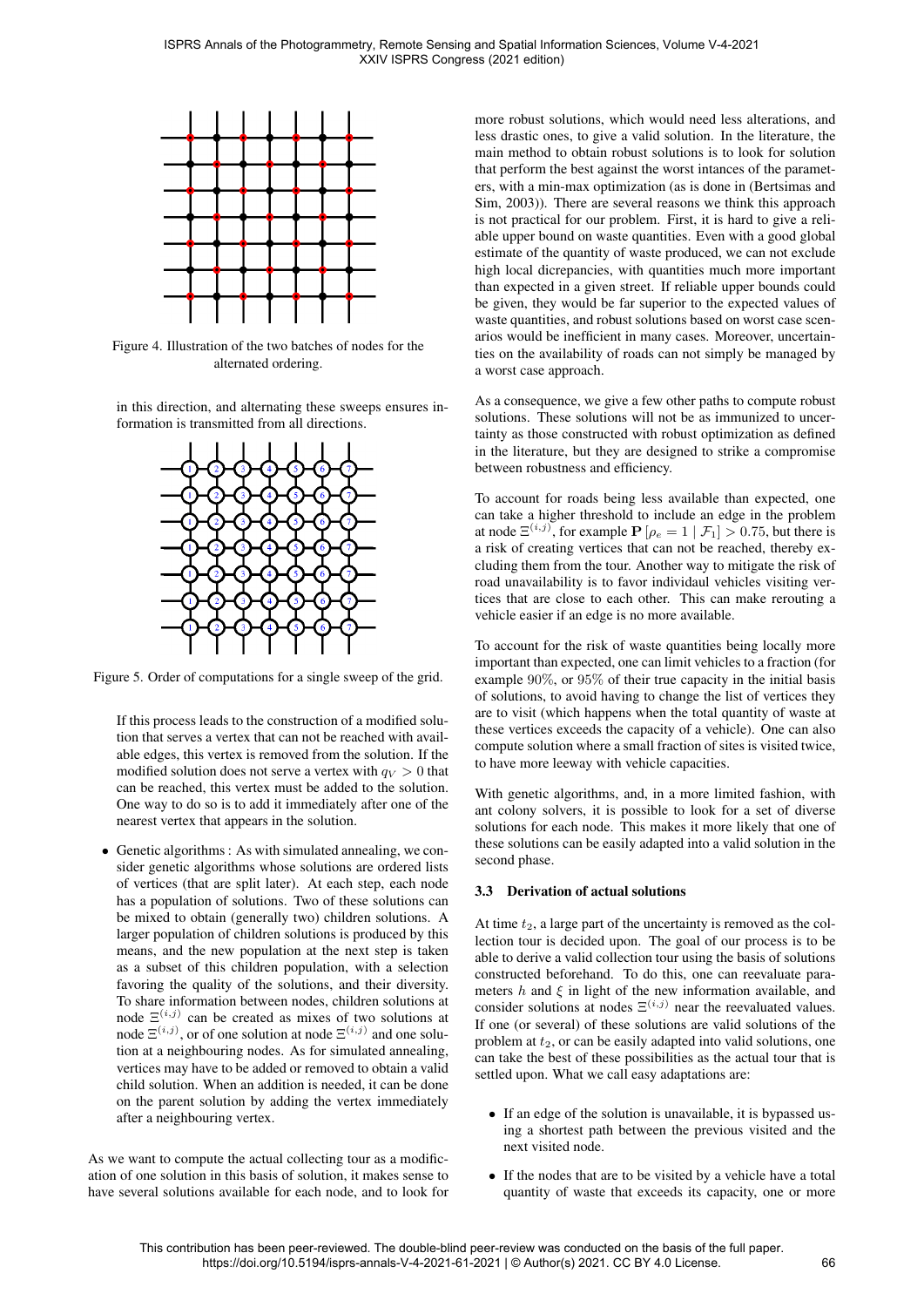Figure 4. Illustration of the two batches of nodes for the alternated ordering.

in this direction, and alternating these sweeps ensures information is transmitted from all directions.

Figure 5. Order of computations for a single sweep of the grid.

If this process leads to the construction of a modified solution that serves a vertex that can not be reached with available edges, this vertex is removed from the solution. If the modified solution does not serve a vertex with $q_V > 0$ that can be reached, this vertex must be added to the solution. One way to do so is to add it immediately after one of the nearest vertex that appears in the solution.

- Genetic algorithms : As with simulated annealing, we consider genetic algorithms whose solutions are ordered lists of vertices (that are split later). At each step, each node has a population of solutions. Two of these solutions can be mixed to obtain (generally two) children solutions. A larger population of children solutions is produced by this means, and the new population at the next step is taken as a subset of this children population, with a selection favoring the quality of the solutions, and their diversity. To share information between nodes, children solutions at node $\Xi^{(i,j)}$ can be created as mixes of two solutions at node $\Xi^{(i,j)}$, or of one solution at node $\Xi^{(i,j)}$ and one solution at a neighbouring nodes. As for simulated annealing, vertices may have to be added or removed to obtain a valid child solution. When an addition is needed, it can be done on the parent solution by adding the vertex immediately after a neighbouring vertex.

As we want to compute the actual collecting tour as a modification of one solution in this basis of solution, it makes sense to have several solutions available for each node, and to look for more robust solutions, which would need less alterations, and less drastic ones, to give a valid solution. In the literature, the main method to obtain robust solutions is to look for solution that perform the best against the worst intances of the parameters, with a min-max optimization (as is done in (Bertsimas and Sim, 2003)). There are several reasons we think this approach is not practical for our problem. First, it is hard to give a reliable upper bound on waste quantities. Even with a good global estimate of the quantity of waste produced, we can not exclude high local dicrepancies, with quantities much more important than expected in a given street. If reliable upper bounds could be given, they would be far superior to the expected values of waste quantities, and robust solutions based on worst case scenarios would be inefficient in many cases. Moreover, uncertainties on the availability of roads can not simply be managed by a worst case approach.

As a consequence, we give a few other paths to compute robust solutions. These solutions will not be as immunized to uncertainty as those constructed with robust optimization as defined in the literature, but they are designed to strike a compromise between robustness and efficiency.

To account for roads being less available than expected, one can take a higher threshold to include an edge in the problem at node $\Xi^{(i,j)}$, for example $\mathbf{P}\left[\rho_e = 1 \mid \mathcal{F}_1\right] > 0.75$, but there is a risk of creating vertices that can not be reached, thereby excluding them from the tour. Another way to mitigate the risk of road unavailability is to favor individaul vehicles visiting vertices that are close to each other. This can make rerouting a vehicle easier if an edge is no more available.

To account for the risk of waste quantities being locally more important than expected, one can limit vehicles to a fraction (for example $90\%$, or $95\%$ of their true capacity in the initial basis of solutions, to avoid having to change the list of vertices they are to visit (which happens when the total quantity of waste at these vertices exceeds the capacity of a vehicle). One can also compute solution where a small fraction of sites is visited twice, to have more leeway with vehicle capacities.

With genetic algorithms, and, in a more limited fashion, with ant colony solvers, it is possible to look for a set of diverse solutions for each node. This makes it more likely that one of these solutions can be easily adapted into a valid solution in the second phase.

### 3.3 Derivation of actual solutions

At time $t_2$, a large part of the uncertainty is removed as the collection tour is decided upon. The goal of our process is to be able to derive a valid collection tour using the basis of solutions constructed beforehand. To do this, one can reevaluate parameters $h$ and $\xi$ in light of the new information available, and consider solutions at nodes $\Xi^{(i,j)}$ near the reevaluated values. If one (or several) of these solutions are valid solutions of the problem at $t_2$, or can be easily adapted into valid solutions, one can take the best of these possibilities as the actual tour that is settled upon. What we call easy adaptations are:

- If an edge of the solution is unavailable, it is bypassed using a shortest path between the previous visited and the next visited node.
- If the nodes that are to be visited by a vehicle have a total quantity of waste that exceeds its capacity, one or more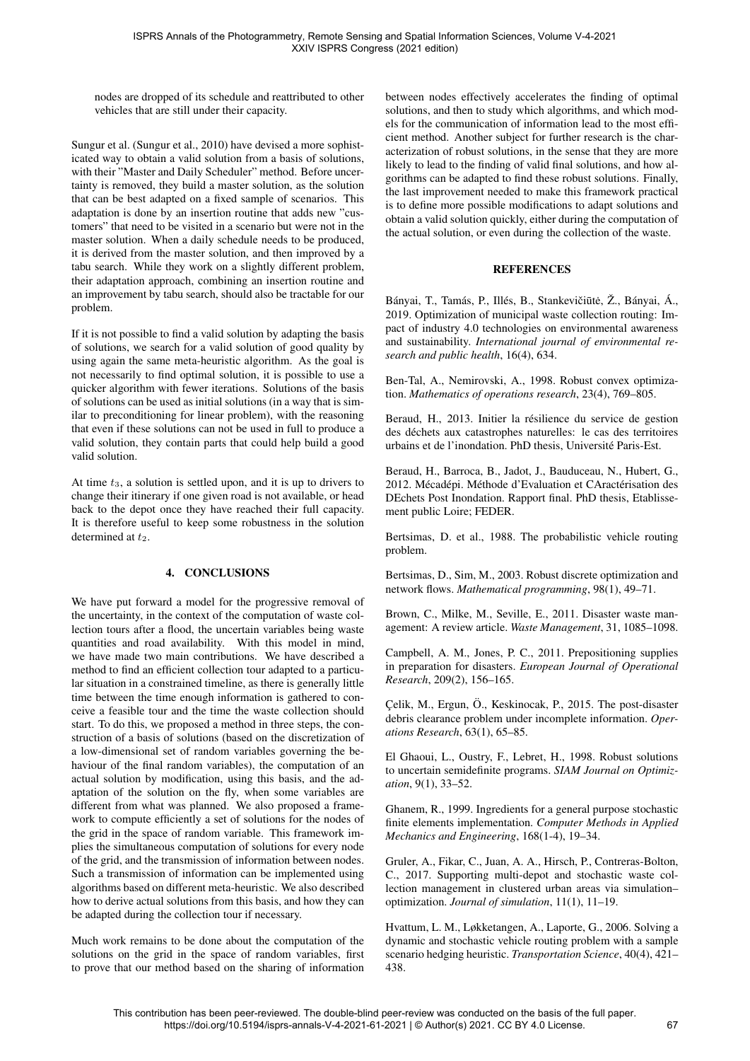nodes are dropped of its schedule and reattributed to other vehicles that are still under their capacity.

Sungur et al. (Sungur et al., 2010) have devised a more sophisticated way to obtain a valid solution from a basis of solutions, with their "Master and Daily Scheduler" method. Before uncertainty is removed, they build a master solution, as the solution that can be best adapted on a fixed sample of scenarios. This adaptation is done by an insertion routine that adds new "customers" that need to be visited in a scenario but were not in the master solution. When a daily schedule needs to be produced, it is derived from the master solution, and then improved by a tabu search. While they work on a slightly different problem, their adaptation approach, combining an insertion routine and an improvement by tabu search, should also be tractable for our problem.

If it is not possible to find a valid solution by adapting the basis of solutions, we search for a valid solution of good quality by using again the same meta-heuristic algorithm. As the goal is not necessarily to find optimal solution, it is possible to use a quicker algorithm with fewer iterations. Solutions of the basis of solutions can be used as initial solutions (in a way that is similar to preconditioning for linear problem), with the reasoning that even if these solutions can not be used in full to produce a valid solution, they contain parts that could help build a good valid solution.

At time $t_3$, a solution is settled upon, and it is up to drivers to change their itinerary if one given road is not available, or head back to the depot once they have reached their full capacity. It is therefore useful to keep some robustness in the solution determined at $t_2$.

## 4. CONCLUSIONS

We have put forward a model for the progressive removal of the uncertainty, in the context of the computation of waste collection tours after a flood, the uncertain variables being waste quantities and road availability. With this model in mind, we have made two main contributions. We have described a method to find an efficient collection tour adapted to a particular situation in a constrained timeline, as there is generally little time between the time enough information is gathered to conceive a feasible tour and the time the waste collection should start. To do this, we proposed a method in three steps, the construction of a basis of solutions (based on the discretization of a low-dimensional set of random variables governing the behaviour of the final random variables), the computation of an actual solution by modification, using this basis, and the adaptation of the solution on the fly, when some variables are different from what was planned. We also proposed a framework to compute efficiently a set of solutions for the nodes of the grid in the space of random variable. This framework implies the simultaneous computation of solutions for every node of the grid, and the transmission of information between nodes. Such a transmission of information can be implemented using algorithms based on different meta-heuristic. We also described how to derive actual solutions from this basis, and how they can be adapted during the collection tour if necessary.

Much work remains to be done about the computation of the solutions on the grid in the space of random variables, first to prove that our method based on the sharing of information between nodes effectively accelerates the finding of optimal solutions, and then to study which algorithms, and which models for the communication of information lead to the most efficient method. Another subject for further research is the characterization of robust solutions, in the sense that they are more likely to lead to the finding of valid final solutions, and how algorithms can be adapted to find these robust solutions. Finally, the last improvement needed to make this framework practical is to define more possible modifications to adapt solutions and obtain a valid solution quickly, either during the computation of the actual solution, or even during the collection of the waste.

## REFERENCES

Bányai, T., Tamás, P., Illés, B., Stankevičiūtė, Ž., Bányai, Á., 2019. Optimization of municipal waste collection routing: Impact of industry 4.0 technologies on environmental awareness and sustainability. *International journal of environmental research and public health*, 16(4), 634.

Ben-Tal, A., Nemirovski, A., 1998. Robust convex optimization. *Mathematics of operations research*, 23(4), 769–805.

Beraud, H., 2013. Initier la résilience du service de gestion des déchets aux catastrophes naturelles: le cas des territoires urbains et de l'inondation. PhD thesis, Université Paris-Est.

Beraud, H., Barroca, B., Jadot, J., Bauduceau, N., Hubert, G., 2012. Mécadépi. Méthode d'Evaluation et CAractérisation des DEchets Post Inondation. Rapport final. PhD thesis, Etablissement public Loire; FEDER.

Bertsimas, D. et al., 1988. The probabilistic vehicle routing problem.

Bertsimas, D., Sim, M., 2003. Robust discrete optimization and network flows. *Mathematical programming*, 98(1), 49–71.

Brown, C., Milke, M., Seville, E., 2011. Disaster waste management: A review article. *Waste Management*, 31, 1085–1098.

Campbell, A. M., Jones, P. C., 2011. Prepositioning supplies in preparation for disasters. *European Journal of Operational Research*, 209(2), 156–165.

Çelik, M., Ergun, Ö., Keskinocak, P., 2015. The post-disaster debris clearance problem under incomplete information. *Operations Research*, 63(1), 65–85.

El Ghaoui, L., Oustry, F., Lebret, H., 1998. Robust solutions to uncertain semidefinite programs. *SIAM Journal on Optimization*, 9(1), 33–52.

Ghanem, R., 1999. Ingredients for a general purpose stochastic finite elements implementation. *Computer Methods in Applied Mechanics and Engineering*, 168(1-4), 19–34.

Gruler, A., Fikar, C., Juan, A. A., Hirsch, P., Contreras-Bolton, C., 2017. Supporting multi-depot and stochastic waste collection management in clustered urban areas via simulation–optimization. *Journal of simulation*, 11(1), 11–19.

Hvattum, L. M., Løkketangen, A., Laporte, G., 2006. Solving a dynamic and stochastic vehicle routing problem with a sample scenario hedging heuristic. *Transportation Science*, 40(4), 421–438.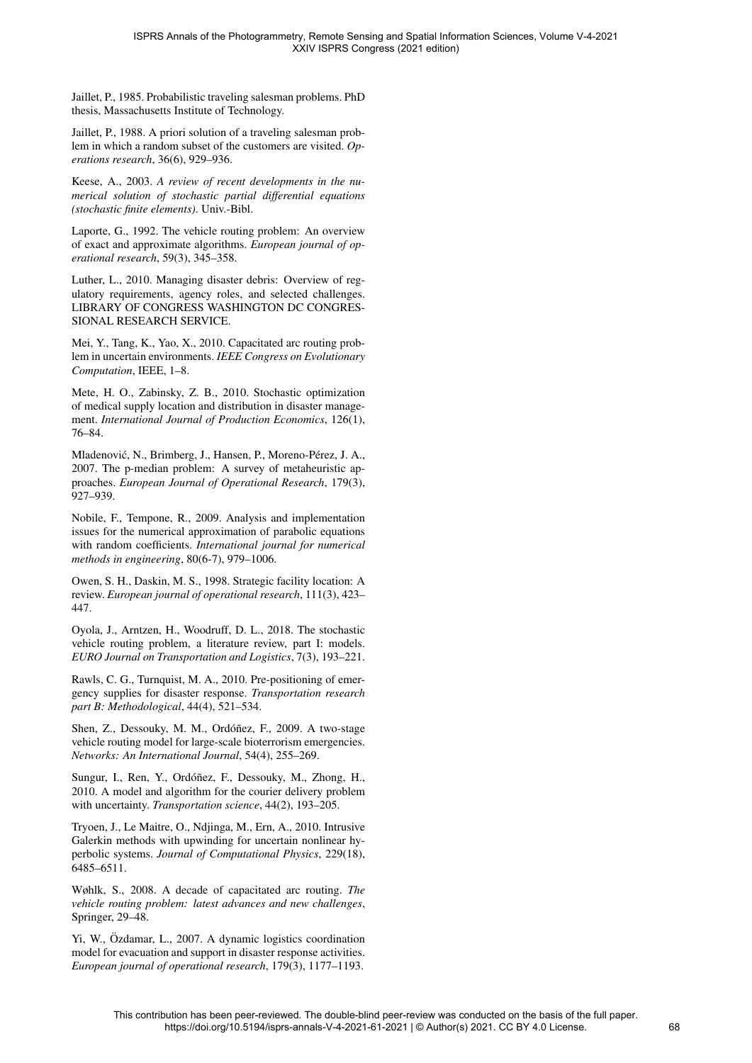Jaillet, P., 1985. Probabilistic traveling salesman problems. PhD thesis, Massachusetts Institute of Technology.

Jaillet, P., 1988. A priori solution of a traveling salesman problem in which a random subset of the customers are visited. *Operations research*, 36(6), 929–936.

Keese, A., 2003. *A review of recent developments in the numerical solution of stochastic partial differential equations (stochastic finite elements)*. Univ.-Bibl.

Laporte, G., 1992. The vehicle routing problem: An overview of exact and approximate algorithms. *European journal of operational research*, 59(3), 345–358.

Luther, L., 2010. Managing disaster debris: Overview of regulatory requirements, agency roles, and selected challenges. LIBRARY OF CONGRESS WASHINGTON DC CONGRESSIONAL RESEARCH SERVICE.

Mei, Y., Tang, K., Yao, X., 2010. Capacitated arc routing problem in uncertain environments. *IEEE Congress on Evolutionary Computation*, IEEE, 1–8.

Mete, H. O., Zabinsky, Z. B., 2010. Stochastic optimization of medical supply location and distribution in disaster management. *International Journal of Production Economics*, 126(1), 76–84.

Mladenović, N., Brimberg, J., Hansen, P., Moreno-Pérez, J. A., 2007. The p-median problem: A survey of metaheuristic approaches. *European Journal of Operational Research*, 179(3), 927–939.

Nobile, F., Tempone, R., 2009. Analysis and implementation issues for the numerical approximation of parabolic equations with random coefficients. *International journal for numerical methods in engineering*, 80(6-7), 979–1006.

Owen, S. H., Daskin, M. S., 1998. Strategic facility location: A review. *European journal of operational research*, 111(3), 423–447.

Oyola, J., Arntzen, H., Woodruff, D. L., 2018. The stochastic vehicle routing problem, a literature review, part I: models. *EURO Journal on Transportation and Logistics*, 7(3), 193–221.

Rawls, C. G., Turnquist, M. A., 2010. Pre-positioning of emergency supplies for disaster response. *Transportation research part B: Methodological*, 44(4), 521–534.

Shen, Z., Dessouky, M. M., Ordóñez, F., 2009. A two-stage vehicle routing model for large-scale bioterrorism emergencies. *Networks: An International Journal*, 54(4), 255–269.

Sungur, I., Ren, Y., Ordóñez, F., Dessouky, M., Zhong, H., 2010. A model and algorithm for the courier delivery problem with uncertainty. *Transportation science*, 44(2), 193–205.

Tryoen, J., Le Maitre, O., Ndjinga, M., Ern, A., 2010. Intrusive Galerkin methods with upwinding for uncertain nonlinear hyperbolic systems. *Journal of Computational Physics*, 229(18), 6485–6511.

Wøhlk, S., 2008. A decade of capacitated arc routing. *The vehicle routing problem: latest advances and new challenges*, Springer, 29–48.

Yi, W., Özdamar, L., 2007. A dynamic logistics coordination model for evacuation and support in disaster response activities. *European journal of operational research*, 179(3), 1177–1193.